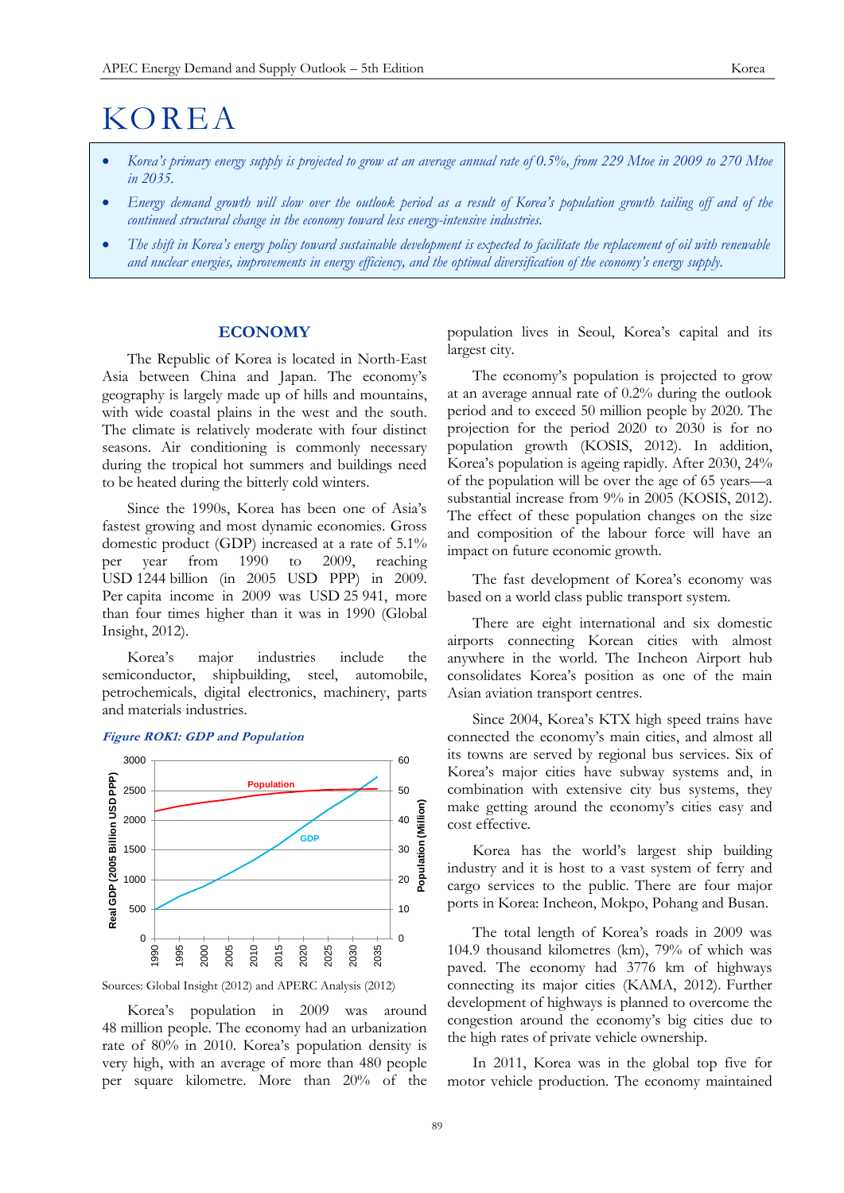# KOREA

- *Korea's primary energy supply is projected to grow at an average annual rate of 0.5%, from 229 Mtoe in 2009 to 270 Mtoe in 2035.*
- *Energy demand growth will slow over the outlook period as a result of Korea's population growth tailing off and of the continued structural change in the economy toward less energy-intensive industries.*
- *The shift in Korea's energy policy toward sustainable development is expected to facilitate the replacement of oil with renewable and nuclear energies, improvements in energy efficiency, and the optimal diversification of the economy's energy supply.*

## ECONOMY

The Republic of Korea is located in North-East Asia between China and Japan. The economy's geography is largely made up of hills and mountains, with wide coastal plains in the west and the south. The climate is relatively moderate with four distinct seasons. Air conditioning is commonly necessary during the tropical hot summers and buildings need to be heated during the bitterly cold winters.

Since the 1990s, Korea has been one of Asia's fastest growing and most dynamic economies. Gross domestic product (GDP) increased at a rate of 5.1% per year from 1990 to 2009, reaching USD 1244 billion (in 2005 USD PPP) in 2009. Per capita income in 2009 was USD 25 941, more than four times higher than it was in 1990 (Global Insight, 2012).

Korea's major industries include the semiconductor, shipbuilding, steel, automobile, petrochemicals, digital electronics, machinery, parts and materials industries.

*Figure ROK1: GDP and Population*

Sources: Global Insight (2012) and APERC Analysis (2012)

Korea's population in 2009 was around 48 million people. The economy had an urbanization rate of 80% in 2010. Korea's population density is very high, with an average of more than 480 people per square kilometre. More than 20% of the population lives in Seoul, Korea's capital and its largest city.

The economy's population is projected to grow at an average annual rate of 0.2% during the outlook period and to exceed 50 million people by 2020. The projection for the period 2020 to 2030 is for no population growth (KOSIS, 2012). In addition, Korea's population is ageing rapidly. After 2030, 24% of the population will be over the age of 65 years—a substantial increase from 9% in 2005 (KOSIS, 2012). The effect of these population changes on the size and composition of the labour force will have an impact on future economic growth.

The fast development of Korea's economy was based on a world class public transport system.

There are eight international and six domestic airports connecting Korean cities with almost anywhere in the world. The Incheon Airport hub consolidates Korea's position as one of the main Asian aviation transport centres.

Since 2004, Korea's KTX high speed trains have connected the economy's main cities, and almost all its towns are served by regional bus services. Six of Korea's major cities have subway systems and, in combination with extensive city bus systems, they make getting around the economy's cities easy and cost effective.

Korea has the world's largest ship building industry and it is host to a vast system of ferry and cargo services to the public. There are four major ports in Korea: Incheon, Mokpo, Pohang and Busan.

The total length of Korea's roads in 2009 was 104.9 thousand kilometres (km), 79% of which was paved. The economy had 3776 km of highways connecting its major cities (KAMA, 2012). Further development of highways is planned to overcome the congestion around the economy's big cities due to the high rates of private vehicle ownership.

In 2011, Korea was in the global top five for motor vehicle production. The economy maintained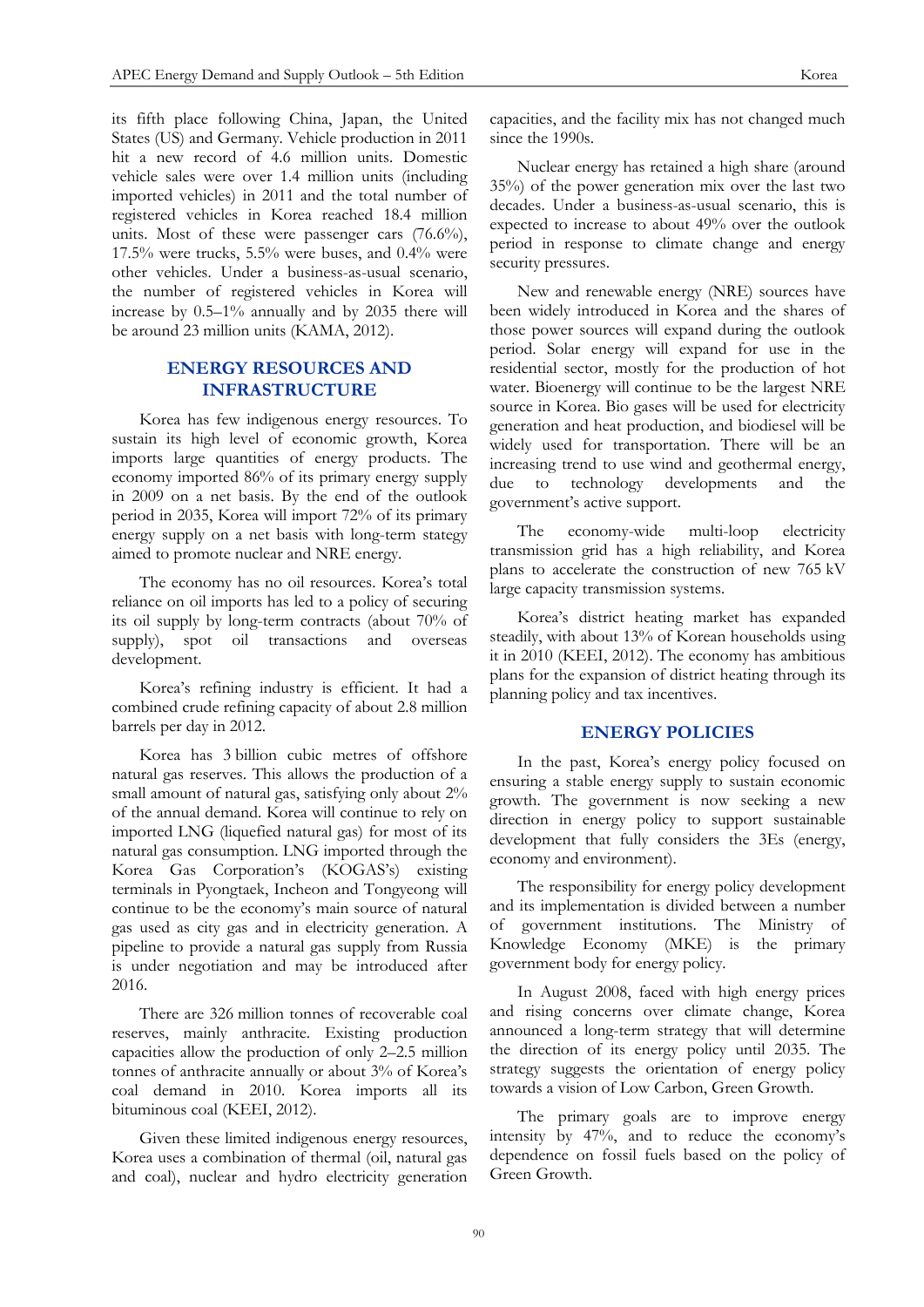its fifth place following China, Japan, the United States (US) and Germany. Vehicle production in 2011 hit a new record of 4.6 million units. Domestic vehicle sales were over 1.4 million units (including imported vehicles) in 2011 and the total number of registered vehicles in Korea reached 18.4 million units. Most of these were passenger cars (76.6%), 17.5% were trucks, 5.5% were buses, and 0.4% were other vehicles. Under a business-as-usual scenario, the number of registered vehicles in Korea will increase by 0.5–1% annually and by 2035 there will be around 23 million units (KAMA, 2012).

## ENERGY RESOURCES AND INFRASTRUCTURE

Korea has few indigenous energy resources. To sustain its high level of economic growth, Korea imports large quantities of energy products. The economy imported 86% of its primary energy supply in 2009 on a net basis. By the end of the outlook period in 2035, Korea will import 72% of its primary energy supply on a net basis with long-term stategy aimed to promote nuclear and NRE energy.

The economy has no oil resources. Korea's total reliance on oil imports has led to a policy of securing its oil supply by long-term contracts (about 70% of supply), spot oil transactions and overseas development.

Korea's refining industry is efficient. It had a combined crude refining capacity of about 2.8 million barrels per day in 2012.

Korea has 3 billion cubic metres of offshore natural gas reserves. This allows the production of a small amount of natural gas, satisfying only about 2% of the annual demand. Korea will continue to rely on imported LNG (liquefied natural gas) for most of its natural gas consumption. LNG imported through the Korea Gas Corporation's (KOGAS's) existing terminals in Pyongtaek, Incheon and Tongyeong will continue to be the economy's main source of natural gas used as city gas and in electricity generation. A pipeline to provide a natural gas supply from Russia is under negotiation and may be introduced after 2016.

There are 326 million tonnes of recoverable coal reserves, mainly anthracite. Existing production capacities allow the production of only 2–2.5 million tonnes of anthracite annually or about 3% of Korea's coal demand in 2010. Korea imports all its bituminous coal (KEEI, 2012).

Given these limited indigenous energy resources, Korea uses a combination of thermal (oil, natural gas and coal), nuclear and hydro electricity generation capacities, and the facility mix has not changed much since the 1990s.

Nuclear energy has retained a high share (around 35%) of the power generation mix over the last two decades. Under a business-as-usual scenario, this is expected to increase to about 49% over the outlook period in response to climate change and energy security pressures.

New and renewable energy (NRE) sources have been widely introduced in Korea and the shares of those power sources will expand during the outlook period. Solar energy will expand for use in the residential sector, mostly for the production of hot water. Bioenergy will continue to be the largest NRE source in Korea. Bio gases will be used for electricity generation and heat production, and biodiesel will be widely used for transportation. There will be an increasing trend to use wind and geothermal energy, due to technology developments and the government's active support.

The economy-wide multi-loop electricity transmission grid has a high reliability, and Korea plans to accelerate the construction of new 765 kV large capacity transmission systems.

Korea's district heating market has expanded steadily, with about 13% of Korean households using it in 2010 (KEEI, 2012). The economy has ambitious plans for the expansion of district heating through its planning policy and tax incentives.

## ENERGY POLICIES

In the past, Korea's energy policy focused on ensuring a stable energy supply to sustain economic growth. The government is now seeking a new direction in energy policy to support sustainable development that fully considers the 3Es (energy, economy and environment).

The responsibility for energy policy development and its implementation is divided between a number of government institutions. The Ministry of Knowledge Economy (MKE) is the primary government body for energy policy.

In August 2008, faced with high energy prices and rising concerns over climate change, Korea announced a long-term strategy that will determine the direction of its energy policy until 2035. The strategy suggests the orientation of energy policy towards a vision of Low Carbon, Green Growth.

The primary goals are to improve energy intensity by 47%, and to reduce the economy's dependence on fossil fuels based on the policy of Green Growth.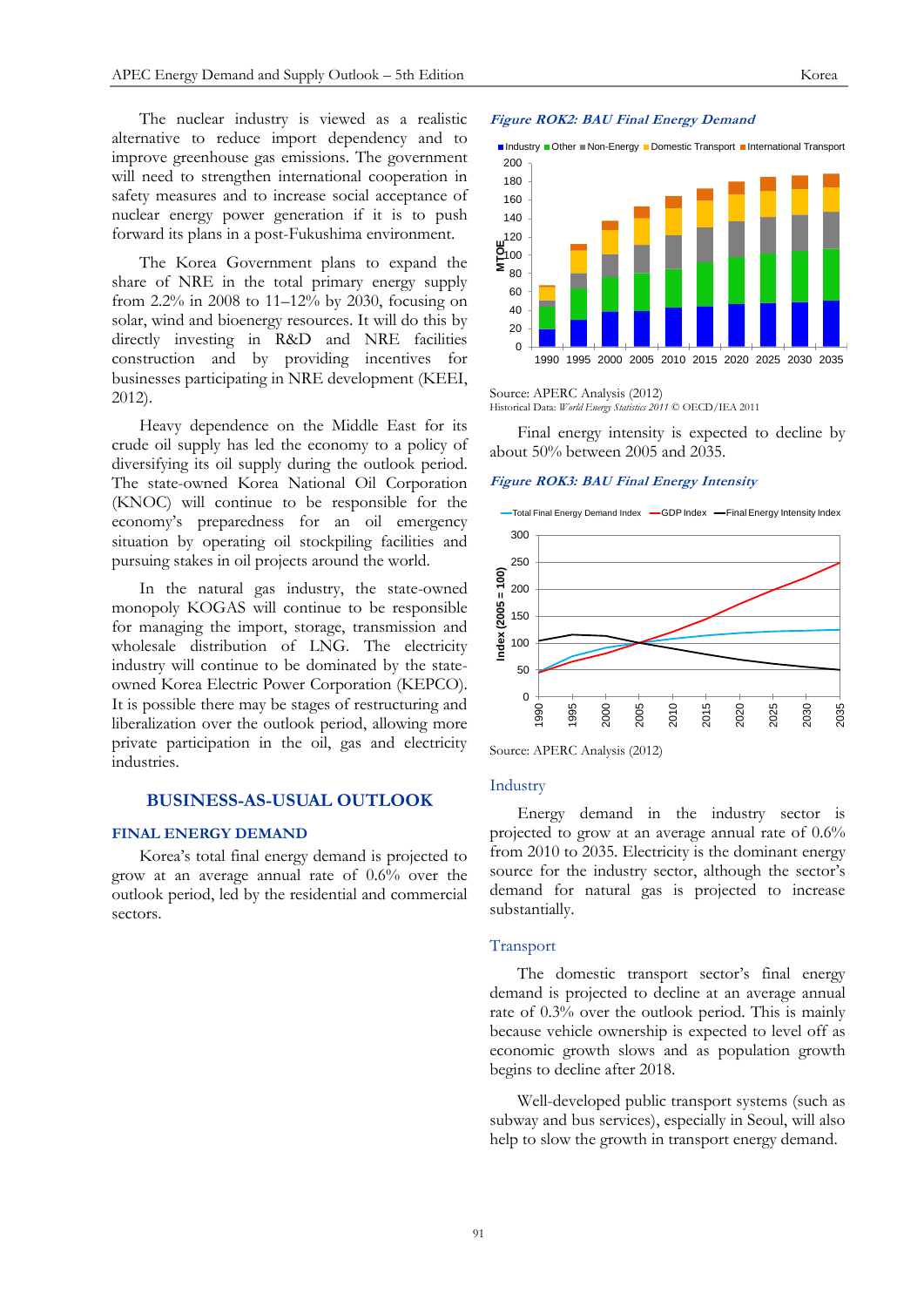The nuclear industry is viewed as a realistic alternative to reduce import dependency and to improve greenhouse gas emissions. The government will need to strengthen international cooperation in safety measures and to increase social acceptance of nuclear energy power generation if it is to push forward its plans in a post-Fukushima environment.

The Korea Government plans to expand the share of NRE in the total primary energy supply from 2.2% in 2008 to 11–12% by 2030, focusing on solar, wind and bioenergy resources. It will do this by directly investing in R&D and NRE facilities construction and by providing incentives for businesses participating in NRE development (KEEI, 2012).

Heavy dependence on the Middle East for its crude oil supply has led the economy to a policy of diversifying its oil supply during the outlook period. The state-owned Korea National Oil Corporation (KNOC) will continue to be responsible for the economy's preparedness for an oil emergency situation by operating oil stockpiling facilities and pursuing stakes in oil projects around the world.

In the natural gas industry, the state-owned monopoly KOGAS will continue to be responsible for managing the import, storage, transmission and wholesale distribution of LNG. The electricity industry will continue to be dominated by the state-owned Korea Electric Power Corporation (KEPCO). It is possible there may be stages of restructuring and liberalization over the outlook period, allowing more private participation in the oil, gas and electricity industries.

## BUSINESS-AS-USUAL OUTLOOK

### FINAL ENERGY DEMAND

Korea's total final energy demand is projected to grow at an average annual rate of 0.6% over the outlook period, led by the residential and commercial sectors.

*Figure ROK2: BAU Final Energy Demand*

Source: APERC Analysis (2012)
Historical Data: *World Energy Statistics 2011* © OECD/IEA 2011

Final energy intensity is expected to decline by about 50% between 2005 and 2035.

*Figure ROK3: BAU Final Energy Intensity*

Source: APERC Analysis (2012)

### Industry

Energy demand in the industry sector is projected to grow at an average annual rate of 0.6% from 2010 to 2035. Electricity is the dominant energy source for the industry sector, although the sector's demand for natural gas is projected to increase substantially.

### Transport

The domestic transport sector's final energy demand is projected to decline at an average annual rate of 0.3% over the outlook period. This is mainly because vehicle ownership is expected to level off as economic growth slows and as population growth begins to decline after 2018.

Well-developed public transport systems (such as subway and bus services), especially in Seoul, will also help to slow the growth in transport energy demand.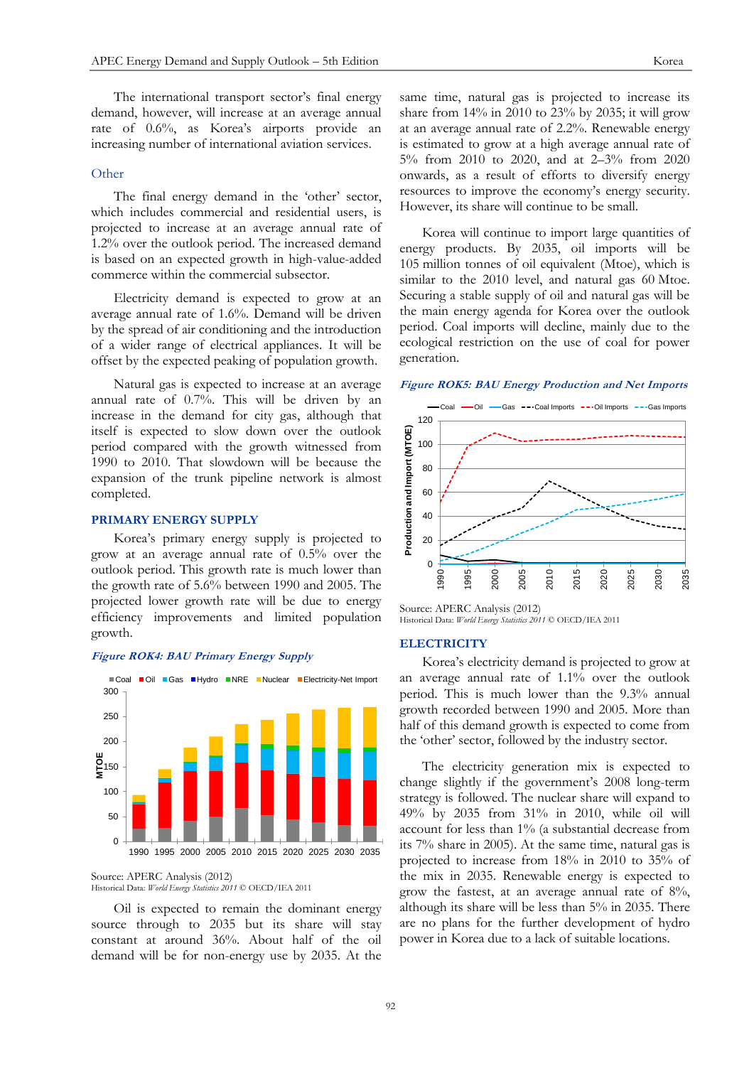The international transport sector's final energy demand, however, will increase at an average annual rate of 0.6%, as Korea's airports provide an increasing number of international aviation services.

### Other

The final energy demand in the 'other' sector, which includes commercial and residential users, is projected to increase at an average annual rate of 1.2% over the outlook period. The increased demand is based on an expected growth in high-value-added commerce within the commercial subsector.

Electricity demand is expected to grow at an average annual rate of 1.6%. Demand will be driven by the spread of air conditioning and the introduction of a wider range of electrical appliances. It will be offset by the expected peaking of population growth.

Natural gas is expected to increase at an average annual rate of 0.7%. This will be driven by an increase in the demand for city gas, although that itself is expected to slow down over the outlook period compared with the growth witnessed from 1990 to 2010. That slowdown will be because the expansion of the trunk pipeline network is almost completed.

## PRIMARY ENERGY SUPPLY

Korea's primary energy supply is projected to grow at an average annual rate of 0.5% over the outlook period. This growth rate is much lower than the growth rate of 5.6% between 1990 and 2005. The projected lower growth rate will be due to energy efficiency improvements and limited population growth.

*Figure ROK4: BAU Primary Energy Supply*

Source: APERC Analysis (2012)
Historical Data: *World Energy Statistics 2011* © OECD/IEA 2011

Oil is expected to remain the dominant energy source through to 2035 but its share will stay constant at around 36%. About half of the oil demand will be for non-energy use by 2035. At the same time, natural gas is projected to increase its share from 14% in 2010 to 23% by 2035; it will grow at an average annual rate of 2.2%. Renewable energy is estimated to grow at a high average annual rate of 5% from 2010 to 2020, and at 2–3% from 2020 onwards, as a result of efforts to diversify energy resources to improve the economy's energy security. However, its share will continue to be small.

Korea will continue to import large quantities of energy products. By 2035, oil imports will be 105 million tonnes of oil equivalent (Mtoe), which is similar to the 2010 level, and natural gas 60 Mtoe. Securing a stable supply of oil and natural gas will be the main energy agenda for Korea over the outlook period. Coal imports will decline, mainly due to the ecological restriction on the use of coal for power generation.

*Figure ROK5: BAU Energy Production and Net Imports*

Source: APERC Analysis (2012)
Historical Data: *World Energy Statistics 2011* © OECD/IEA 2011

## ELECTRICITY

Korea's electricity demand is projected to grow at an average annual rate of 1.1% over the outlook period. This is much lower than the 9.3% annual growth recorded between 1990 and 2005. More than half of this demand growth is expected to come from the 'other' sector, followed by the industry sector.

The electricity generation mix is expected to change slightly if the government's 2008 long-term strategy is followed. The nuclear share will expand to 49% by 2035 from 31% in 2010, while oil will account for less than 1% (a substantial decrease from its 7% share in 2005). At the same time, natural gas is projected to increase from 18% in 2010 to 35% of the mix in 2035. Renewable energy is expected to grow the fastest, at an average annual rate of 8%, although its share will be less than 5% in 2035. There are no plans for the further development of hydro power in Korea due to a lack of suitable locations.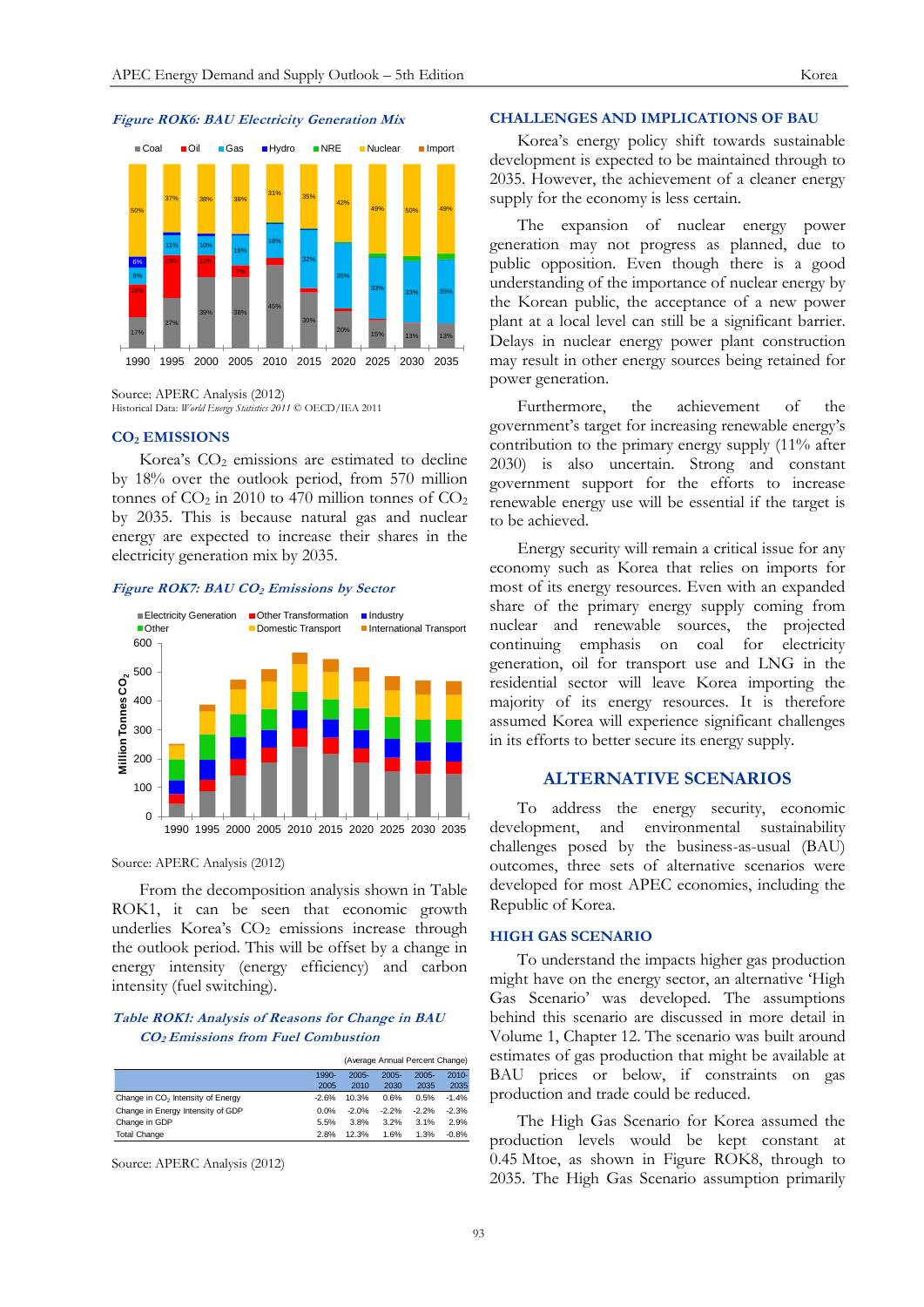*Figure ROK6: BAU Electricity Generation Mix*

Source: APERC Analysis (2012)
Historical Data: *World Energy Statistics 2011* © OECD/IEA 2011

## $CO_2$ EMISSIONS

Korea's $CO_2$ emissions are estimated to decline by 18% over the outlook period, from 570 million tonnes of $CO_2$ in 2010 to 470 million tonnes of $CO_2$ by 2035. This is because natural gas and nuclear energy are expected to increase their shares in the electricity generation mix by 2035.

*Figure ROK7: BAU $CO_2$ Emissions by Sector*

Source: APERC Analysis (2012)

From the decomposition analysis shown in Table ROK1, it can be seen that economic growth underlies Korea's $CO_2$ emissions increase through the outlook period. This will be offset by a change in energy intensity (energy efficiency) and carbon intensity (fuel switching).

*Table ROK1: Analysis of Reasons for Change in BAU $CO_2$ Emissions from Fuel Combustion*

(Average Annual Percent Change)

| | 1990-2005 | 2005-2010 | 2005-2030 | 2005-2035 | 2010-2035 |
|---|---|---|---|---|---|
| Change in $CO_2$ Intensity of Energy | -2.6% | 10.3% | 0.6% | 0.5% | -1.4% |
| Change in Energy Intensity of GDP | 0.0% | -2.0% | -2.2% | -2.2% | -2.3% |
| Change in GDP | 5.5% | 3.8% | 3.2% | 3.1% | 2.9% |
| Total Change | 2.8% | 12.3% | 1.6% | 1.3% | -0.8% |

Source: APERC Analysis (2012)

## CHALLENGES AND IMPLICATIONS OF BAU

Korea's energy policy shift towards sustainable development is expected to be maintained through to 2035. However, the achievement of a cleaner energy supply for the economy is less certain.

The expansion of nuclear energy power generation may not progress as planned, due to public opposition. Even though there is a good understanding of the importance of nuclear energy by the Korean public, the acceptance of a new power plant at a local level can still be a significant barrier. Delays in nuclear energy power plant construction may result in other energy sources being retained for power generation.

Furthermore, the achievement of the government's target for increasing renewable energy's contribution to the primary energy supply (11% after 2030) is also uncertain. Strong and constant government support for the efforts to increase renewable energy use will be essential if the target is to be achieved.

Energy security will remain a critical issue for any economy such as Korea that relies on imports for most of its energy resources. Even with an expanded share of the primary energy supply coming from nuclear and renewable sources, the projected continuing emphasis on coal for electricity generation, oil for transport use and LNG in the residential sector will leave Korea importing the majority of its energy resources. It is therefore assumed Korea will experience significant challenges in its efforts to better secure its energy supply.

# ALTERNATIVE SCENARIOS

To address the energy security, economic development, and environmental sustainability challenges posed by the business-as-usual (BAU) outcomes, three sets of alternative scenarios were developed for most APEC economies, including the Republic of Korea.

## HIGH GAS SCENARIO

To understand the impacts higher gas production might have on the energy sector, an alternative 'High Gas Scenario' was developed. The assumptions behind this scenario are discussed in more detail in Volume 1, Chapter 12. The scenario was built around estimates of gas production that might be available at BAU prices or below, if constraints on gas production and trade could be reduced.

The High Gas Scenario for Korea assumed the production levels would be kept constant at 0.45 Mtoe, as shown in Figure ROK8, through to 2035. The High Gas Scenario assumption primarily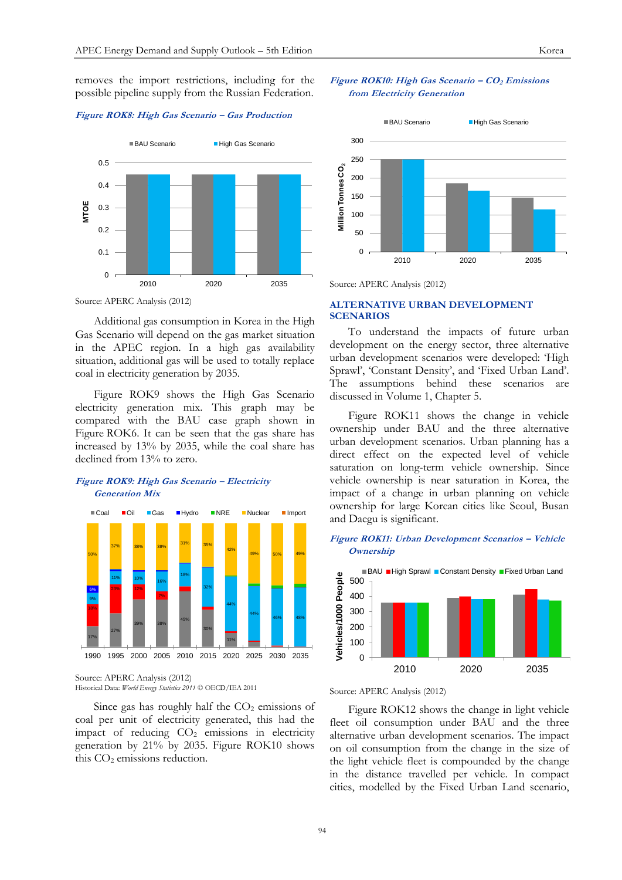removes the import restrictions, including for the possible pipeline supply from the Russian Federation.

*Figure ROK8: High Gas Scenario – Gas Production*

Source: APERC Analysis (2012)

Additional gas consumption in Korea in the High Gas Scenario will depend on the gas market situation in the APEC region. In a high gas availability situation, additional gas will be used to totally replace coal in electricity generation by 2035.

Figure ROK9 shows the High Gas Scenario electricity generation mix. This graph may be compared with the BAU case graph shown in Figure ROK6. It can be seen that the gas share has increased by 13% by 2035, while the coal share has declined from 13% to zero.

*Figure ROK9: High Gas Scenario – Electricity Generation Mix*

Source: APERC Analysis (2012)
Historical Data: *World Energy Statistics 2011* © OECD/IEA 2011

Since gas has roughly half the $CO_2$ emissions of coal per unit of electricity generated, this had the impact of reducing $CO_2$ emissions in electricity generation by 21% by 2035. Figure ROK10 shows this $CO_2$ emissions reduction.

*Figure ROK10: High Gas Scenario – $CO_2$ Emissions from Electricity Generation*

Source: APERC Analysis (2012)

## ALTERNATIVE URBAN DEVELOPMENT SCENARIOS

To understand the impacts of future urban development on the energy sector, three alternative urban development scenarios were developed: 'High Sprawl', 'Constant Density', and 'Fixed Urban Land'. The assumptions behind these scenarios are discussed in Volume 1, Chapter 5.

Figure ROK11 shows the change in vehicle ownership under BAU and the three alternative urban development scenarios. Urban planning has a direct effect on the expected level of vehicle saturation on long-term vehicle ownership. Since vehicle ownership is near saturation in Korea, the impact of a change in urban planning on vehicle ownership for large Korean cities like Seoul, Busan and Daegu is significant.

*Figure ROK11: Urban Development Scenarios – Vehicle Ownership*

Source: APERC Analysis (2012)

Figure ROK12 shows the change in light vehicle fleet oil consumption under BAU and the three alternative urban development scenarios. The impact on oil consumption from the change in the size of the light vehicle fleet is compounded by the change in the distance travelled per vehicle. In compact cities, modelled by the Fixed Urban Land scenario,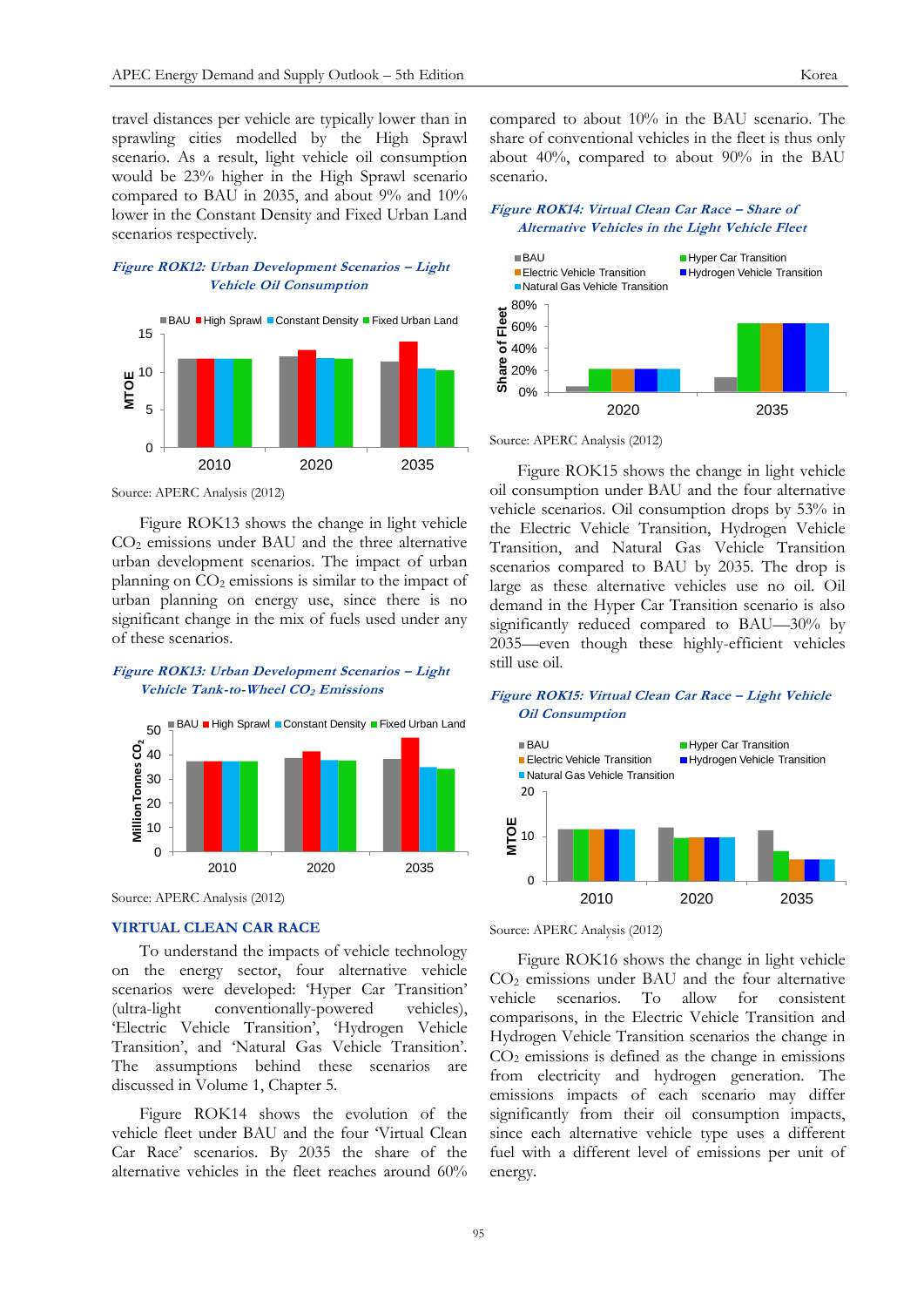travel distances per vehicle are typically lower than in sprawling cities modelled by the High Sprawl scenario. As a result, light vehicle oil consumption would be 23% higher in the High Sprawl scenario compared to BAU in 2035, and about 9% and 10% lower in the Constant Density and Fixed Urban Land scenarios respectively.

*Figure ROK12: Urban Development Scenarios – Light Vehicle Oil Consumption*

Source: APERC Analysis (2012)

Figure ROK13 shows the change in light vehicle $CO_2$ emissions under BAU and the three alternative urban development scenarios. The impact of urban planning on $CO_2$ emissions is similar to the impact of urban planning on energy use, since there is no significant change in the mix of fuels used under any of these scenarios.

*Figure ROK13: Urban Development Scenarios – Light Vehicle Tank-to-Wheel $CO_2$ Emissions*

Source: APERC Analysis (2012)

## VIRTUAL CLEAN CAR RACE

To understand the impacts of vehicle technology on the energy sector, four alternative vehicle scenarios were developed: 'Hyper Car Transition' (ultra-light conventionally-powered vehicles), 'Electric Vehicle Transition', 'Hydrogen Vehicle Transition', and 'Natural Gas Vehicle Transition'. The assumptions behind these scenarios are discussed in Volume 1, Chapter 5.

Figure ROK14 shows the evolution of the vehicle fleet under BAU and the four 'Virtual Clean Car Race' scenarios. By 2035 the share of the alternative vehicles in the fleet reaches around 60% compared to about 10% in the BAU scenario. The share of conventional vehicles in the fleet is thus only about 40%, compared to about 90% in the BAU scenario.

*Figure ROK14: Virtual Clean Car Race – Share of Alternative Vehicles in the Light Vehicle Fleet*

Source: APERC Analysis (2012)

Figure ROK15 shows the change in light vehicle oil consumption under BAU and the four alternative vehicle scenarios. Oil consumption drops by 53% in the Electric Vehicle Transition, Hydrogen Vehicle Transition, and Natural Gas Vehicle Transition scenarios compared to BAU by 2035. The drop is large as these alternative vehicles use no oil. Oil demand in the Hyper Car Transition scenario is also significantly reduced compared to BAU—30% by 2035—even though these highly-efficient vehicles still use oil.

*Figure ROK15: Virtual Clean Car Race – Light Vehicle Oil Consumption*

Source: APERC Analysis (2012)

Figure ROK16 shows the change in light vehicle $CO_2$ emissions under BAU and the four alternative vehicle scenarios. To allow for consistent comparisons, in the Electric Vehicle Transition and Hydrogen Vehicle Transition scenarios the change in $CO_2$ emissions is defined as the change in emissions from electricity and hydrogen generation. The emissions impacts of each scenario may differ significantly from their oil consumption impacts, since each alternative vehicle type uses a different fuel with a different level of emissions per unit of energy.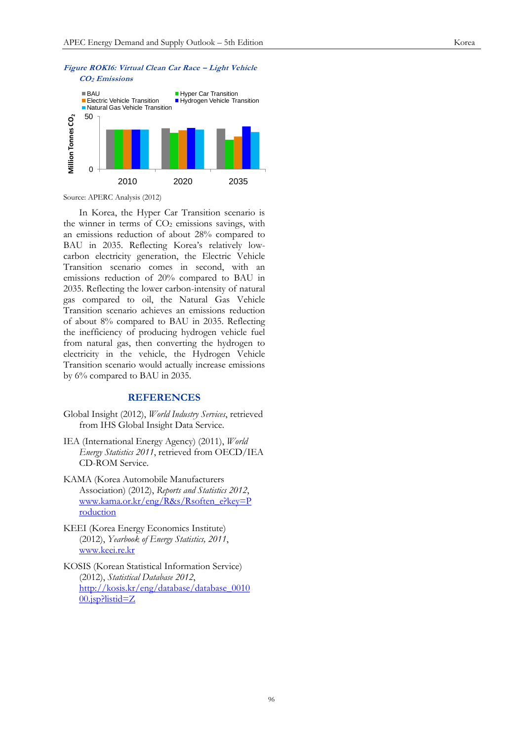*Figure ROK16: Virtual Clean Car Race – Light Vehicle $CO_2$ Emissions*

BAU
Electric Vehicle Transition
Natural Gas Vehicle Transition
Hyper Car Transition
Hydrogen Vehicle Transition

Million Tonnes $CO_2$

50

0

2010
2020
2035

Source: APERC Analysis (2012)

In Korea, the Hyper Car Transition scenario is the winner in terms of $CO_2$ emissions savings, with an emissions reduction of about 28% compared to BAU in 2035. Reflecting Korea's relatively low-carbon electricity generation, the Electric Vehicle Transition scenario comes in second, with an emissions reduction of 20% compared to BAU in 2035. Reflecting the lower carbon-intensity of natural gas compared to oil, the Natural Gas Vehicle Transition scenario achieves an emissions reduction of about 8% compared to BAU in 2035. Reflecting the inefficiency of producing hydrogen vehicle fuel from natural gas, then converting the hydrogen to electricity in the vehicle, the Hydrogen Vehicle Transition scenario would actually increase emissions by 6% compared to BAU in 2035.

## REFERENCES

Global Insight (2012), *World Industry Services*, retrieved from IHS Global Insight Data Service.

IEA (International Energy Agency) (2011), *World Energy Statistics 2011*, retrieved from OECD/IEA CD-ROM Service.

KAMA (Korea Automobile Manufacturers Association) (2012), *Reports and Statistics 2012*, www.kama.or.kr/eng/R&s/Rsoften_e?key=Production

KEEI (Korea Energy Economics Institute) (2012), *Yearbook of Energy Statistics, 2011*, www.keei.re.kr

KOSIS (Korean Statistical Information Service) (2012), *Statistical Database 2012*, http://kosis.kr/eng/database/database_001000.jsp?listid=Z